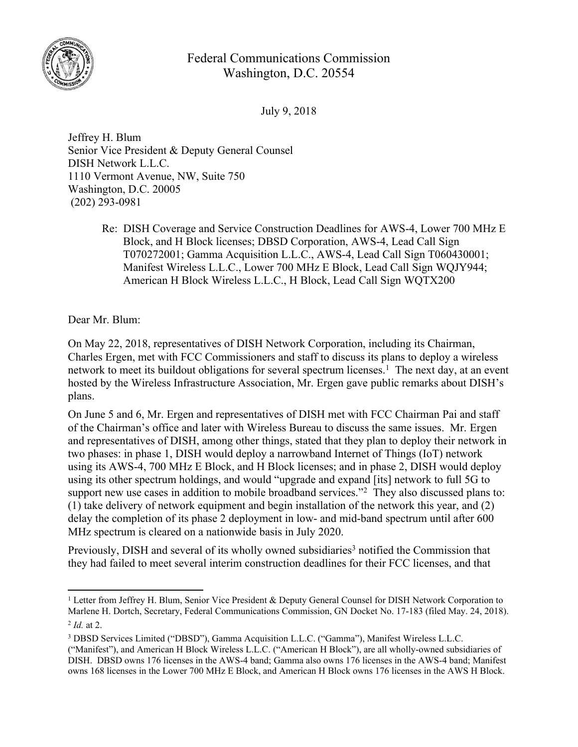Federal Communications Commission
Washington, D.C. 20554

July 9, 2018

Jeffrey H. Blum
Senior Vice President & Deputy General Counsel
DISH Network L.L.C.
1110 Vermont Avenue, NW, Suite 750
Washington, D.C. 20005
(202) 293-0981

Re: DISH Coverage and Service Construction Deadlines for AWS-4, Lower 700 MHz E Block, and H Block licenses; DBSD Corporation, AWS-4, Lead Call Sign T070272001; Gamma Acquisition L.L.C., AWS-4, Lead Call Sign T060430001; Manifest Wireless L.L.C., Lower 700 MHz E Block, Lead Call Sign WQJY944; American H Block Wireless L.L.C., H Block, Lead Call Sign WQTX200

Dear Mr. Blum:

On May 22, 2018, representatives of DISH Network Corporation, including its Chairman, Charles Ergen, met with FCC Commissioners and staff to discuss its plans to deploy a wireless network to meet its buildout obligations for several spectrum licenses.[1] The next day, at an event hosted by the Wireless Infrastructure Association, Mr. Ergen gave public remarks about DISH's plans.

On June 5 and 6, Mr. Ergen and representatives of DISH met with FCC Chairman Pai and staff of the Chairman's office and later with Wireless Bureau to discuss the same issues. Mr. Ergen and representatives of DISH, among other things, stated that they plan to deploy their network in two phases: in phase 1, DISH would deploy a narrowband Internet of Things (IoT) network using its AWS-4, 700 MHz E Block, and H Block licenses; and in phase 2, DISH would deploy using its other spectrum holdings, and would "upgrade and expand [its] network to full 5G to support new use cases in addition to mobile broadband services."[2] They also discussed plans to: (1) take delivery of network equipment and begin installation of the network this year, and (2) delay the completion of its phase 2 deployment in low- and mid-band spectrum until after 600 MHz spectrum is cleared on a nationwide basis in July 2020.

Previously, DISH and several of its wholly owned subsidiaries[3] notified the Commission that they had failed to meet several interim construction deadlines for their FCC licenses, and that

---

[1] Letter from Jeffrey H. Blum, Senior Vice President & Deputy General Counsel for DISH Network Corporation to Marlene H. Dortch, Secretary, Federal Communications Commission, GN Docket No. 17-183 (filed May. 24, 2018).

[2] *Id.* at 2.

[3] DBSD Services Limited ("DBSD"), Gamma Acquisition L.L.C. ("Gamma"), Manifest Wireless L.L.C. ("Manifest"), and American H Block Wireless L.L.C. ("American H Block"), are all wholly-owned subsidiaries of DISH. DBSD owns 176 licenses in the AWS-4 band; Gamma also owns 176 licenses in the AWS-4 band; Manifest owns 168 licenses in the Lower 700 MHz E Block, and American H Block owns 176 licenses in the AWS H Block.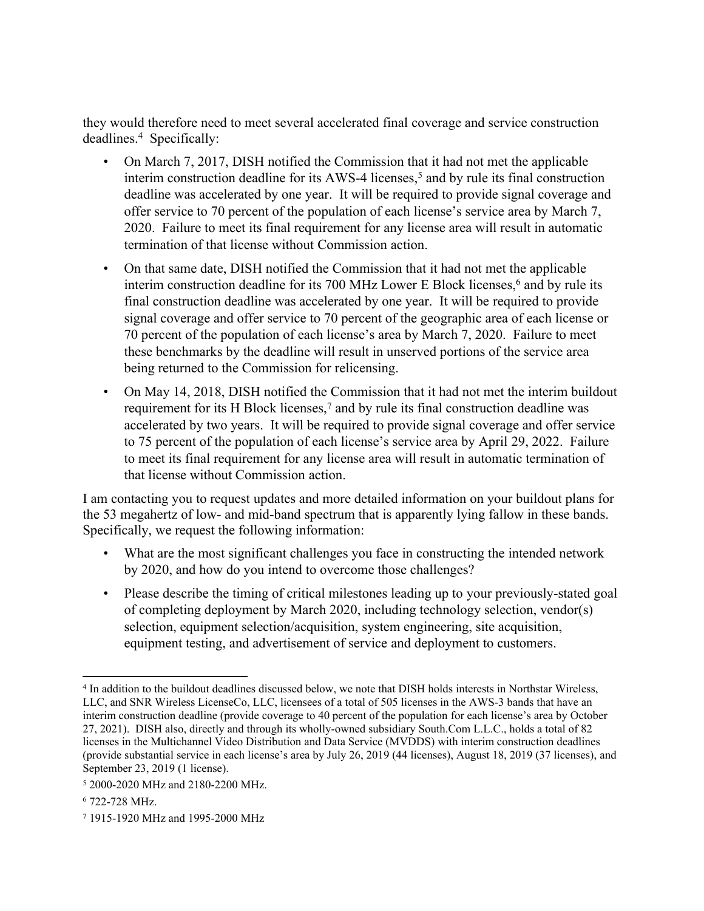they would therefore need to meet several accelerated final coverage and service construction deadlines.[4] Specifically:

- On March 7, 2017, DISH notified the Commission that it had not met the applicable interim construction deadline for its AWS-4 licenses,[5] and by rule its final construction deadline was accelerated by one year. It will be required to provide signal coverage and offer service to 70 percent of the population of each license's service area by March 7, 2020. Failure to meet its final requirement for any license area will result in automatic termination of that license without Commission action.
- On that same date, DISH notified the Commission that it had not met the applicable interim construction deadline for its 700 MHz Lower E Block licenses,[6] and by rule its final construction deadline was accelerated by one year. It will be required to provide signal coverage and offer service to 70 percent of the geographic area of each license or 70 percent of the population of each license's area by March 7, 2020. Failure to meet these benchmarks by the deadline will result in unserved portions of the service area being returned to the Commission for relicensing.
- On May 14, 2018, DISH notified the Commission that it had not met the interim buildout requirement for its H Block licenses,[7] and by rule its final construction deadline was accelerated by two years. It will be required to provide signal coverage and offer service to 75 percent of the population of each license's service area by April 29, 2022. Failure to meet its final requirement for any license area will result in automatic termination of that license without Commission action.

I am contacting you to request updates and more detailed information on your buildout plans for the 53 megahertz of low- and mid-band spectrum that is apparently lying fallow in these bands. Specifically, we request the following information:

- What are the most significant challenges you face in constructing the intended network by 2020, and how do you intend to overcome those challenges?
- Please describe the timing of critical milestones leading up to your previously-stated goal of completing deployment by March 2020, including technology selection, vendor(s) selection, equipment selection/acquisition, system engineering, site acquisition, equipment testing, and advertisement of service and deployment to customers.

---

[4] In addition to the buildout deadlines discussed below, we note that DISH holds interests in Northstar Wireless, LLC, and SNR Wireless LicenseCo, LLC, licensees of a total of 505 licenses in the AWS-3 bands that have an interim construction deadline (provide coverage to 40 percent of the population for each license's area by October 27, 2021). DISH also, directly and through its wholly-owned subsidiary South.Com L.L.C., holds a total of 82 licenses in the Multichannel Video Distribution and Data Service (MVDDS) with interim construction deadlines (provide substantial service in each license's area by July 26, 2019 (44 licenses), August 18, 2019 (37 licenses), and September 23, 2019 (1 license).

[5] 2000-2020 MHz and 2180-2200 MHz.

[6] 722-728 MHz.

[7] 1915-1920 MHz and 1995-2000 MHz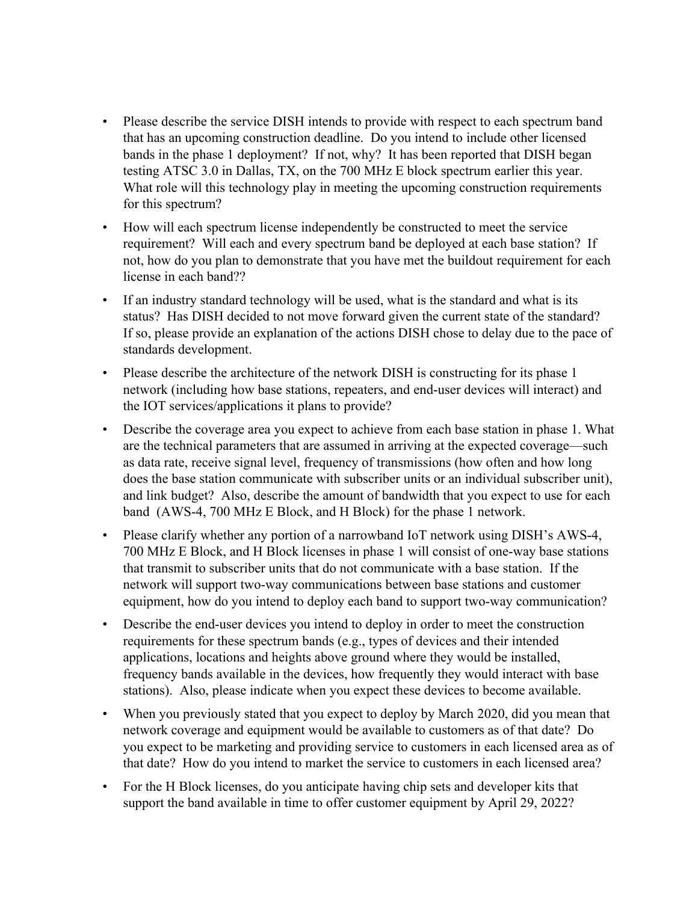- Please describe the service DISH intends to provide with respect to each spectrum band that has an upcoming construction deadline. Do you intend to include other licensed bands in the phase 1 deployment? If not, why? It has been reported that DISH began testing ATSC 3.0 in Dallas, TX, on the 700 MHz E block spectrum earlier this year. What role will this technology play in meeting the upcoming construction requirements for this spectrum?
- How will each spectrum license independently be constructed to meet the service requirement? Will each and every spectrum band be deployed at each base station? If not, how do you plan to demonstrate that you have met the buildout requirement for each license in each band??
- If an industry standard technology will be used, what is the standard and what is its status? Has DISH decided to not move forward given the current state of the standard? If so, please provide an explanation of the actions DISH chose to delay due to the pace of standards development.
- Please describe the architecture of the network DISH is constructing for its phase 1 network (including how base stations, repeaters, and end-user devices will interact) and the IOT services/applications it plans to provide?
- Describe the coverage area you expect to achieve from each base station in phase 1. What are the technical parameters that are assumed in arriving at the expected coverage—such as data rate, receive signal level, frequency of transmissions (how often and how long does the base station communicate with subscriber units or an individual subscriber unit), and link budget? Also, describe the amount of bandwidth that you expect to use for each band (AWS-4, 700 MHz E Block, and H Block) for the phase 1 network.
- Please clarify whether any portion of a narrowband IoT network using DISH's AWS-4, 700 MHz E Block, and H Block licenses in phase 1 will consist of one-way base stations that transmit to subscriber units that do not communicate with a base station. If the network will support two-way communications between base stations and customer equipment, how do you intend to deploy each band to support two-way communication?
- Describe the end-user devices you intend to deploy in order to meet the construction requirements for these spectrum bands (e.g., types of devices and their intended applications, locations and heights above ground where they would be installed, frequency bands available in the devices, how frequently they would interact with base stations). Also, please indicate when you expect these devices to become available.
- When you previously stated that you expect to deploy by March 2020, did you mean that network coverage and equipment would be available to customers as of that date? Do you expect to be marketing and providing service to customers in each licensed area as of that date? How do you intend to market the service to customers in each licensed area?
- For the H Block licenses, do you anticipate having chip sets and developer kits that support the band available in time to offer customer equipment by April 29, 2022?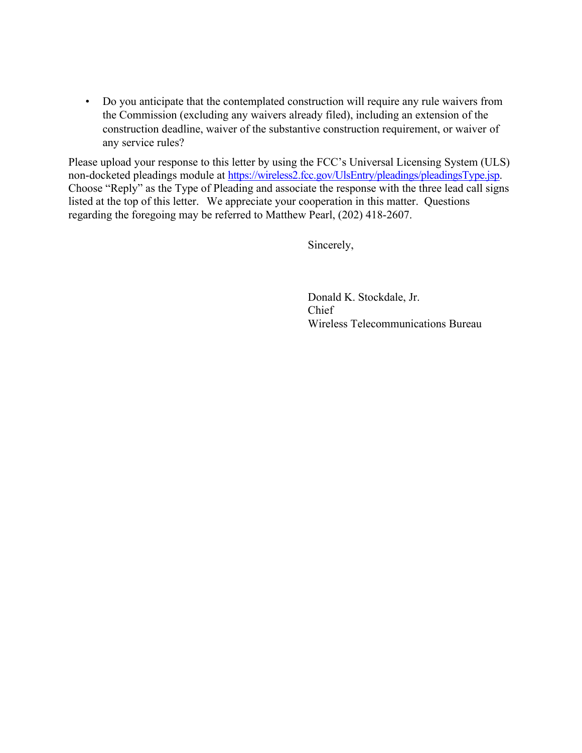- Do you anticipate that the contemplated construction will require any rule waivers from the Commission (excluding any waivers already filed), including an extension of the construction deadline, waiver of the substantive construction requirement, or waiver of any service rules?

Please upload your response to this letter by using the FCC's Universal Licensing System (ULS) non-docketed pleadings module at [https://wireless2.fcc.gov/UlsEntry/pleadings/pleadingsType.jsp](https://wireless2.fcc.gov/UlsEntry/pleadings/pleadingsType.jsp). Choose "Reply" as the Type of Pleading and associate the response with the three lead call signs listed at the top of this letter. We appreciate your cooperation in this matter. Questions regarding the foregoing may be referred to Matthew Pearl, (202) 418-2607.

Sincerely,

Donald K. Stockdale, Jr.
Chief
Wireless Telecommunications Bureau